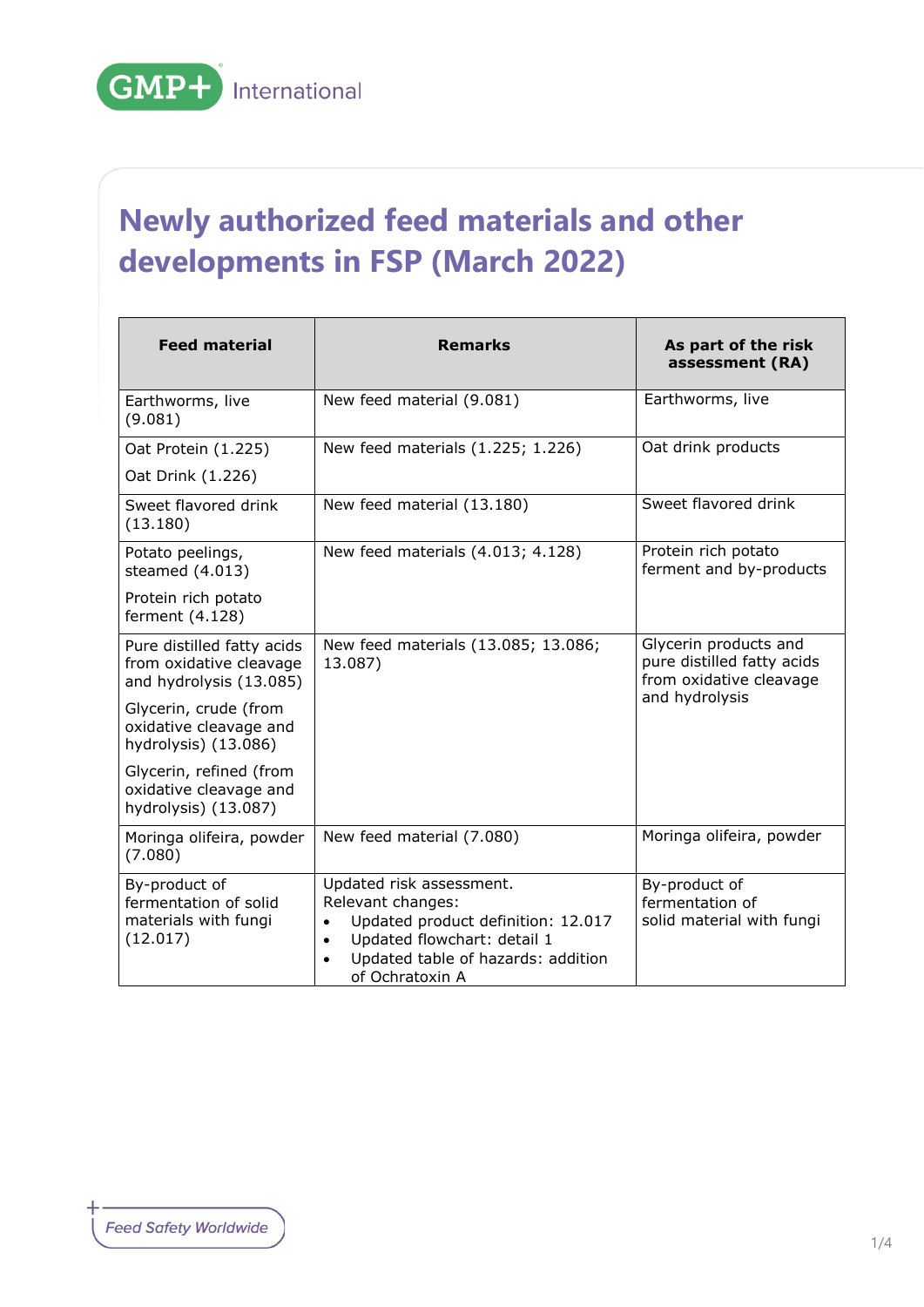# Newly authorized feed materials and other developments in FSP (March 2022)

| Feed material | Remarks | As part of the risk assessment (RA) |
|---|---|---|
| Earthworms, live (9.081) | New feed material (9.081) | Earthworms, live |
| Oat Protein (1.225)<br>Oat Drink (1.226) | New feed materials (1.225; 1.226) | Oat drink products |
| Sweet flavored drink (13.180) | New feed material (13.180) | Sweet flavored drink |
| Potato peelings, steamed (4.013)<br>Protein rich potato ferment (4.128) | New feed materials (4.013; 4.128) | Protein rich potato ferment and by-products |
| Pure distilled fatty acids from oxidative cleavage and hydrolysis (13.085)<br>Glycerin, crude (from oxidative cleavage and hydrolysis) (13.086)<br>Glycerin, refined (from oxidative cleavage and hydrolysis) (13.087) | New feed materials (13.085; 13.086; 13.087) | Glycerin products and pure distilled fatty acids from oxidative cleavage and hydrolysis |
| Moringa olifeira, powder (7.080) | New feed material (7.080) | Moringa olifeira, powder |
| By-product of fermentation of solid materials with fungi (12.017) | Updated risk assessment.<br>Relevant changes:<br>• Updated product definition: 12.017<br>• Updated flowchart: detail 1<br>• Updated table of hazards: addition of Ochratoxin A | By-product of fermentation of solid material with fungi |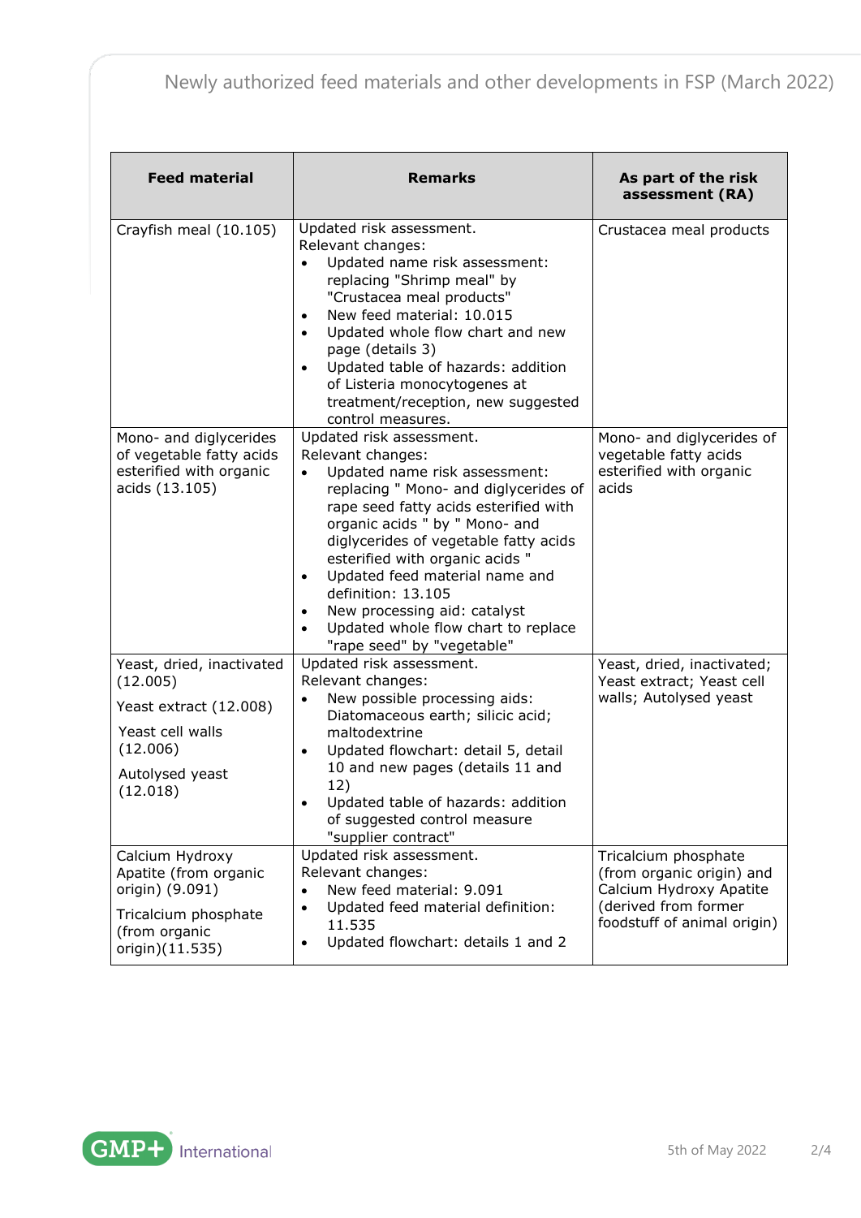| Feed material | Remarks | As part of the risk assessment (RA) |
|---|---|---|
| Crayfish meal (10.105) | Updated risk assessment.<br>Relevant changes:<br>• Updated name risk assessment: replacing "Shrimp meal" by "Crustacea meal products"<br>• New feed material: 10.015<br>• Updated whole flow chart and new page (details 3)<br>• Updated table of hazards: addition of Listeria monocytogenes at treatment/reception, new suggested control measures. | Crustacea meal products |
| Mono- and diglycerides of vegetable fatty acids esterified with organic acids (13.105) | Updated risk assessment.<br>Relevant changes:<br>• Updated name risk assessment: replacing " Mono- and diglycerides of rape seed fatty acids esterified with organic acids " by " Mono- and diglycerides of vegetable fatty acids esterified with organic acids "<br>• Updated feed material name and definition: 13.105<br>• New processing aid: catalyst<br>• Updated whole flow chart to replace "rape seed" by "vegetable" | Mono- and diglycerides of vegetable fatty acids esterified with organic acids |
| Yeast, dried, inactivated (12.005)<br>Yeast extract (12.008)<br>Yeast cell walls (12.006)<br>Autolysed yeast (12.018) | Updated risk assessment.<br>Relevant changes:<br>• New possible processing aids: Diatomaceous earth; silicic acid; maltodextrine<br>• Updated flowchart: detail 5, detail 10 and new pages (details 11 and 12)<br>• Updated table of hazards: addition of suggested control measure "supplier contract" | Yeast, dried, inactivated; Yeast extract; Yeast cell walls; Autolysed yeast |
| Calcium Hydroxy Apatite (from organic origin) (9.091)<br>Tricalcium phosphate (from organic origin)(11.535) | Updated risk assessment.<br>Relevant changes:<br>• New feed material: 9.091<br>• Updated feed material definition: 11.535<br>• Updated flowchart: details 1 and 2 | Tricalcium phosphate (from organic origin) and Calcium Hydroxy Apatite (derived from former foodstuff of animal origin) |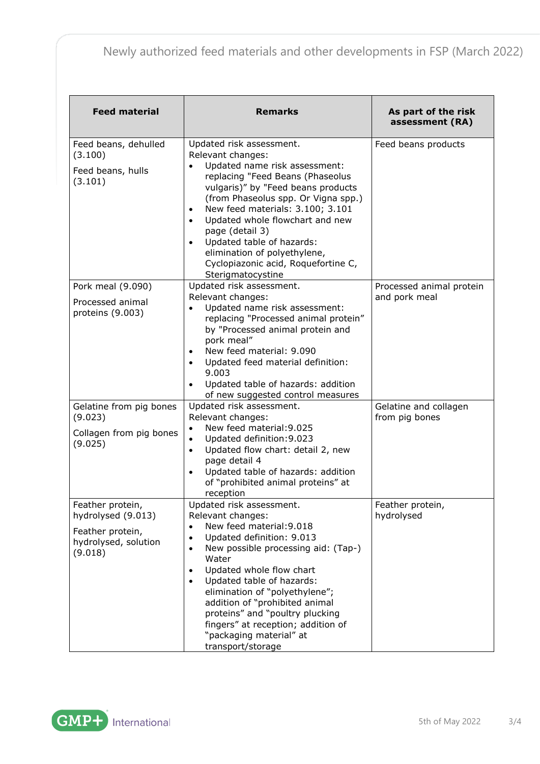| Feed material | Remarks | As part of the risk assessment (RA) |
|---|---|---|
| Feed beans, dehulled (3.100)<br><br>Feed beans, hulls (3.101) | Updated risk assessment.<br>Relevant changes:<br>• Updated name risk assessment: replacing "Feed Beans (Phaseolus vulgaris)" by "Feed beans products (from Phaseolus spp. Or Vigna spp.)<br>• New feed materials: 3.100; 3.101<br>• Updated whole flowchart and new page (detail 3)<br>• Updated table of hazards: elimination of polyethylene, Cyclopiazonic acid, Roquefortine C, Sterigmatocystine | Feed beans products |
| Pork meal (9.090)<br><br>Processed animal proteins (9.003) | Updated risk assessment.<br>Relevant changes:<br>• Updated name risk assessment: replacing "Processed animal protein" by "Processed animal protein and pork meal"<br>• New feed material: 9.090<br>• Updated feed material definition: 9.003<br>• Updated table of hazards: addition of new suggested control measures | Processed animal protein and pork meal |
| Gelatine from pig bones (9.023)<br><br>Collagen from pig bones (9.025) | Updated risk assessment.<br>Relevant changes:<br>• New feed material:9.025<br>• Updated definition:9.023<br>• Updated flow chart: detail 2, new page detail 4<br>• Updated table of hazards: addition of "prohibited animal proteins" at reception | Gelatine and collagen from pig bones |
| Feather protein, hydrolysed (9.013)<br><br>Feather protein, hydrolysed, solution (9.018) | Updated risk assessment.<br>Relevant changes:<br>• New feed material:9.018<br>• Updated definition: 9.013<br>• New possible processing aid: (Tap-) Water<br>• Updated whole flow chart<br>• Updated table of hazards: elimination of "polyethylene"; addition of "prohibited animal proteins" and "poultry plucking fingers" at reception; addition of "packaging material" at transport/storage | Feather protein, hydrolysed |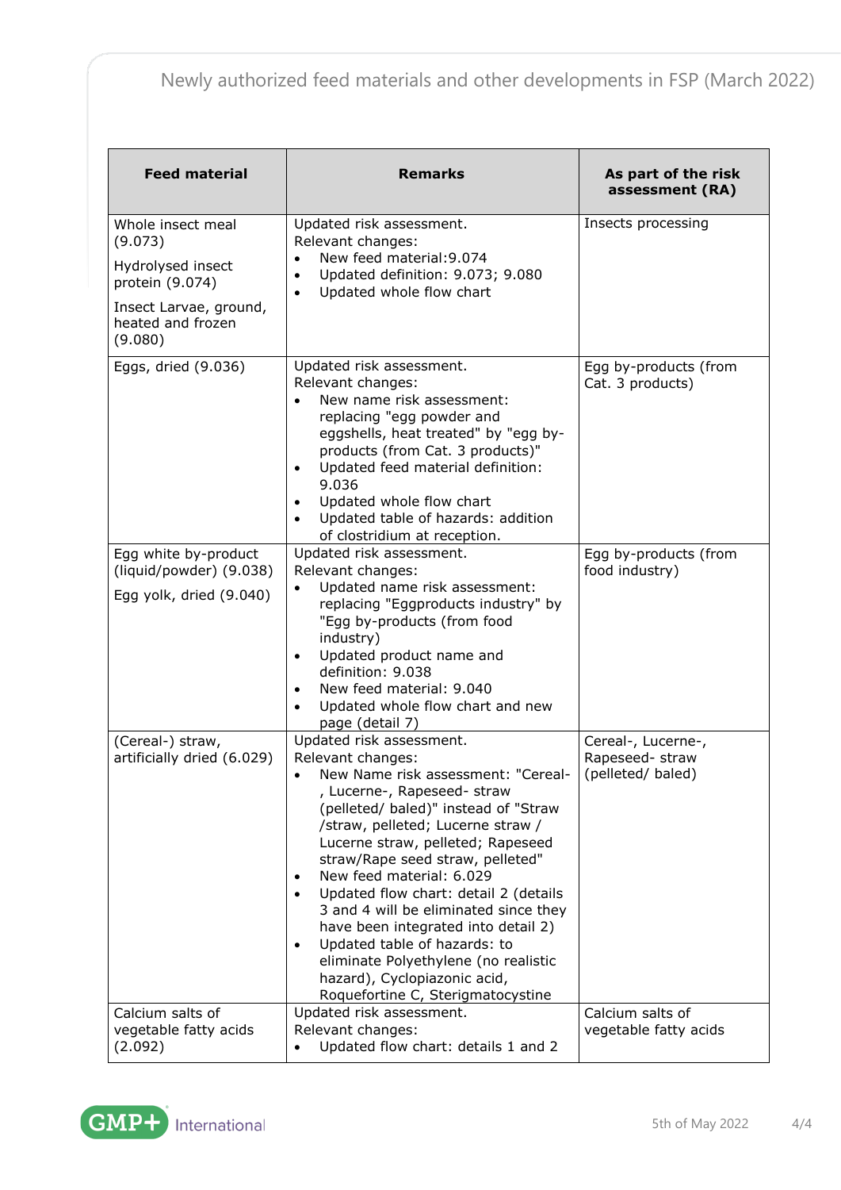| Feed material | Remarks | As part of the risk assessment (RA) |
| --- | --- | --- |
| Whole insect meal (9.073)<br><br>Hydrolysed insect protein (9.074)<br><br>Insect Larvae, ground, heated and frozen (9.080) | Updated risk assessment.<br>Relevant changes:<br>• New feed material:9.074<br>• Updated definition: 9.073; 9.080<br>• Updated whole flow chart | Insects processing |
| Eggs, dried (9.036) | Updated risk assessment.<br>Relevant changes:<br>• New name risk assessment: replacing "egg powder and eggshells, heat treated" by "egg by-products (from Cat. 3 products)"<br>• Updated feed material definition: 9.036<br>• Updated whole flow chart<br>• Updated table of hazards: addition of clostridium at reception. | Egg by-products (from Cat. 3 products) |
| Egg white by-product (liquid/powder) (9.038)<br><br>Egg yolk, dried (9.040) | Updated risk assessment.<br>Relevant changes:<br>• Updated name risk assessment: replacing "Eggproducts industry" by "Egg by-products (from food industry)<br>• Updated product name and definition: 9.038<br>• New feed material: 9.040<br>• Updated whole flow chart and new page (detail 7) | Egg by-products (from food industry) |
| (Cereal-) straw, artificially dried (6.029) | Updated risk assessment.<br>Relevant changes:<br>• New Name risk assessment: "Cereal-, Lucerne-, Rapeseed- straw (pelleted/ baled)" instead of "Straw /straw, pelleted; Lucerne straw / Lucerne straw, pelleted; Rapeseed straw/Rape seed straw, pelleted"<br>• New feed material: 6.029<br>• Updated flow chart: detail 2 (details 3 and 4 will be eliminated since they have been integrated into detail 2)<br>• Updated table of hazards: to eliminate Polyethylene (no realistic hazard), Cyclopiazonic acid, Roquefortine C, Sterigmatocystine | Cereal-, Lucerne-, Rapeseed- straw (pelleted/ baled) |
| Calcium salts of vegetable fatty acids (2.092) | Updated risk assessment.<br>Relevant changes:<br>• Updated flow chart: details 1 and 2 | Calcium salts of vegetable fatty acids |